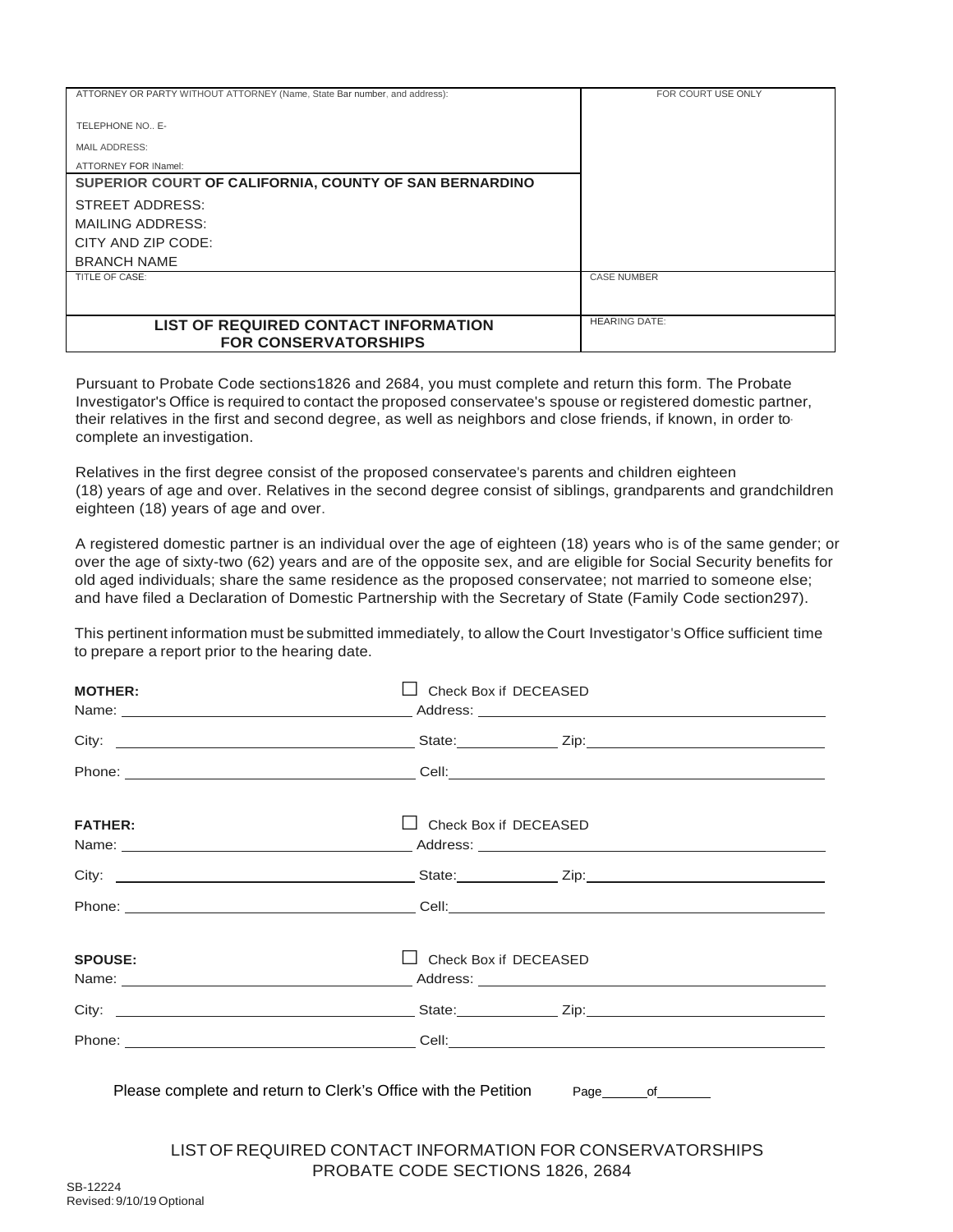| ATTORNEY OR PARTY WITHOUT ATTORNEY (Name, State Bar number, and address): | FOR COURT USE ONLY |
|---|---|
| TELEPHONE NO.. E- | |
| MAIL ADDRESS: | |
| ATTORNEY FOR INamel: | |
| **SUPERIOR COURT OF CALIFORNIA, COUNTY OF SAN BERNARDINO** | |
| STREET ADDRESS: | |
| MAILING ADDRESS: | |
| CITY AND ZIP CODE: | |
| BRANCH NAME | |
| TITLE OF CASE: | CASE NUMBER |
| **LIST OF REQUIRED CONTACT INFORMATION FOR CONSERVATORSHIPS** | HEARING DATE: |

Pursuant to Probate Code sections1826 and 2684, you must complete and return this form. The Probate Investigator's Office is required to contact the proposed conservatee's spouse or registered domestic partner, their relatives in the first and second degree, as well as neighbors and close friends, if known, in order to complete an investigation.

Relatives in the first degree consist of the proposed conservatee's parents and children eighteen (18) years of age and over. Relatives in the second degree consist of siblings, grandparents and grandchildren eighteen (18) years of age and over.

A registered domestic partner is an individual over the age of eighteen (18) years who is of the same gender; or over the age of sixty-two (62) years and are of the opposite sex, and are eligible for Social Security benefits for old aged individuals; share the same residence as the proposed conservatee; not married to someone else; and have filed a Declaration of Domestic Partnership with the Secretary of State (Family Code section297).

This pertinent information must be submitted immediately, to allow the Court Investigator's Office sufficient time to prepare a report prior to the hearing date.

**MOTHER:** ☐ Check Box if DECEASED

Name: ____________________ Address: ____________________

City: ____________________ State: __________ Zip: ____________________

Phone: ____________________ Cell: ____________________

**FATHER:** ☐ Check Box if DECEASED

Name: ____________________ Address: ____________________

City: ____________________ State: __________ Zip: ____________________

Phone: ____________________ Cell: ____________________

**SPOUSE:** ☐ Check Box if DECEASED

Name: ____________________ Address: ____________________

City: ____________________ State: __________ Zip: ____________________

Phone: ____________________ Cell: ____________________

Please complete and return to Clerk's Office with the Petition Page______of_______

LIST OF REQUIRED CONTACT INFORMATION FOR CONSERVATORSHIPS
PROBATE CODE SECTIONS 1826, 2684

SB-12224
Revised: 9/10/19 Optional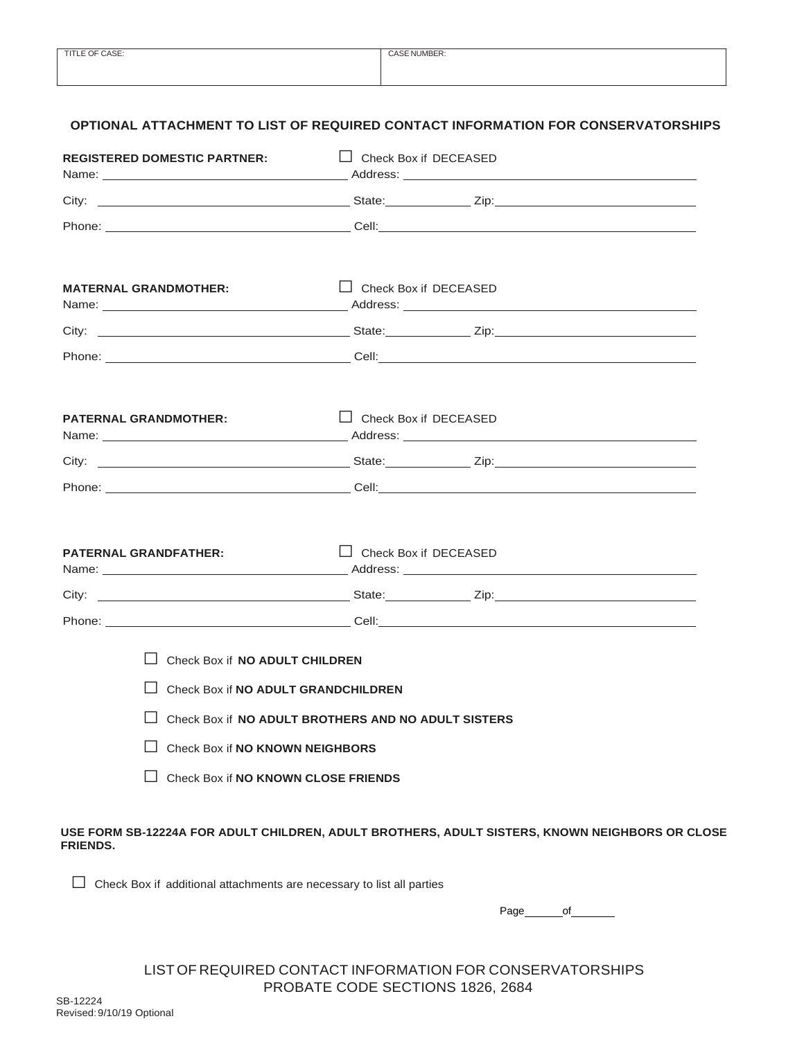| TITLE OF CASE: | CASE NUMBER: |
| --- | --- |
| | |

## OPTIONAL ATTACHMENT TO LIST OF REQUIRED CONTACT INFORMATION FOR CONSERVATORSHIPS

**REGISTERED DOMESTIC PARTNER:** ☐ Check Box if DECEASED

Name: ____________________ Address: ____________________

City: ____________________ State: __________ Zip: ____________________

Phone: ____________________ Cell: ____________________

**MATERNAL GRANDMOTHER:** ☐ Check Box if DECEASED

Name: ____________________ Address: ____________________

City: ____________________ State: __________ Zip: ____________________

Phone: ____________________ Cell: ____________________

**PATERNAL GRANDMOTHER:** ☐ Check Box if DECEASED

Name: ____________________ Address: ____________________

City: ____________________ State: __________ Zip: ____________________

Phone: ____________________ Cell: ____________________

**PATERNAL GRANDFATHER:** ☐ Check Box if DECEASED

Name: ____________________ Address: ____________________

City: ____________________ State: __________ Zip: ____________________

Phone: ____________________ Cell: ____________________

☐ Check Box if **NO ADULT CHILDREN**

☐ Check Box if **NO ADULT GRANDCHILDREN**

☐ Check Box if **NO ADULT BROTHERS AND NO ADULT SISTERS**

☐ Check Box if **NO KNOWN NEIGHBORS**

☐ Check Box if **NO KNOWN CLOSE FRIENDS**

**USE FORM SB-12224A FOR ADULT CHILDREN, ADULT BROTHERS, ADULT SISTERS, KNOWN NEIGHBORS OR CLOSE FRIENDS.**

☐ Check Box if additional attachments are necessary to list all parties

Page ______ of ______

LIST OF REQUIRED CONTACT INFORMATION FOR CONSERVATORSHIPS
PROBATE CODE SECTIONS 1826, 2684

SB-12224
Revised: 9/10/19 Optional